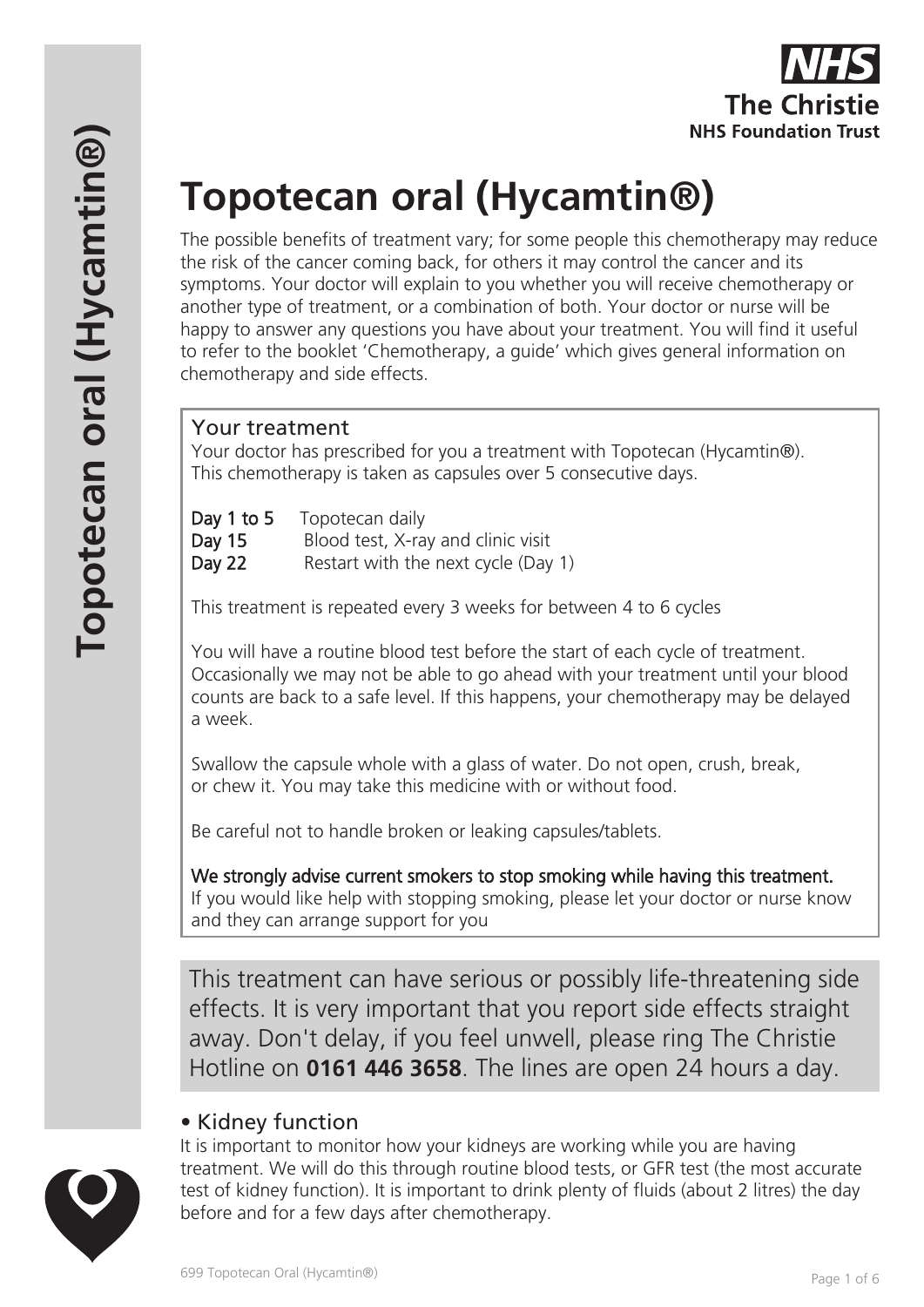The Christie NHS Foundation Trust

# Topotecan oral (Hycamtin®)

The possible benefits of treatment vary; for some people this chemotherapy may reduce the risk of the cancer coming back, for others it may control the cancer and its symptoms. Your doctor will explain to you whether you will receive chemotherapy or another type of treatment, or a combination of both. Your doctor or nurse will be happy to answer any questions you have about your treatment. You will find it useful to refer to the booklet 'Chemotherapy, a guide' which gives general information on chemotherapy and side effects.

## Your treatment

Your doctor has prescribed for you a treatment with Topotecan (Hycamtin®). This chemotherapy is taken as capsules over 5 consecutive days.

**Day 1 to 5** Topotecan daily
**Day 15** Blood test, X-ray and clinic visit
**Day 22** Restart with the next cycle (Day 1)

This treatment is repeated every 3 weeks for between 4 to 6 cycles

You will have a routine blood test before the start of each cycle of treatment. Occasionally we may not be able to go ahead with your treatment until your blood counts are back to a safe level. If this happens, your chemotherapy may be delayed a week.

Swallow the capsule whole with a glass of water. Do not open, crush, break, or chew it. You may take this medicine with or without food.

Be careful not to handle broken or leaking capsules/tablets.

**We strongly advise current smokers to stop smoking while having this treatment.**
If you would like help with stopping smoking, please let your doctor or nurse know and they can arrange support for you

This treatment can have serious or possibly life-threatening side effects. It is very important that you report side effects straight away. Don't delay, if you feel unwell, please ring The Christie Hotline on **0161 446 3658**. The lines are open 24 hours a day.

### • Kidney function

It is important to monitor how your kidneys are working while you are having treatment. We will do this through routine blood tests, or GFR test (the most accurate test of kidney function). It is important to drink plenty of fluids (about 2 litres) the day before and for a few days after chemotherapy.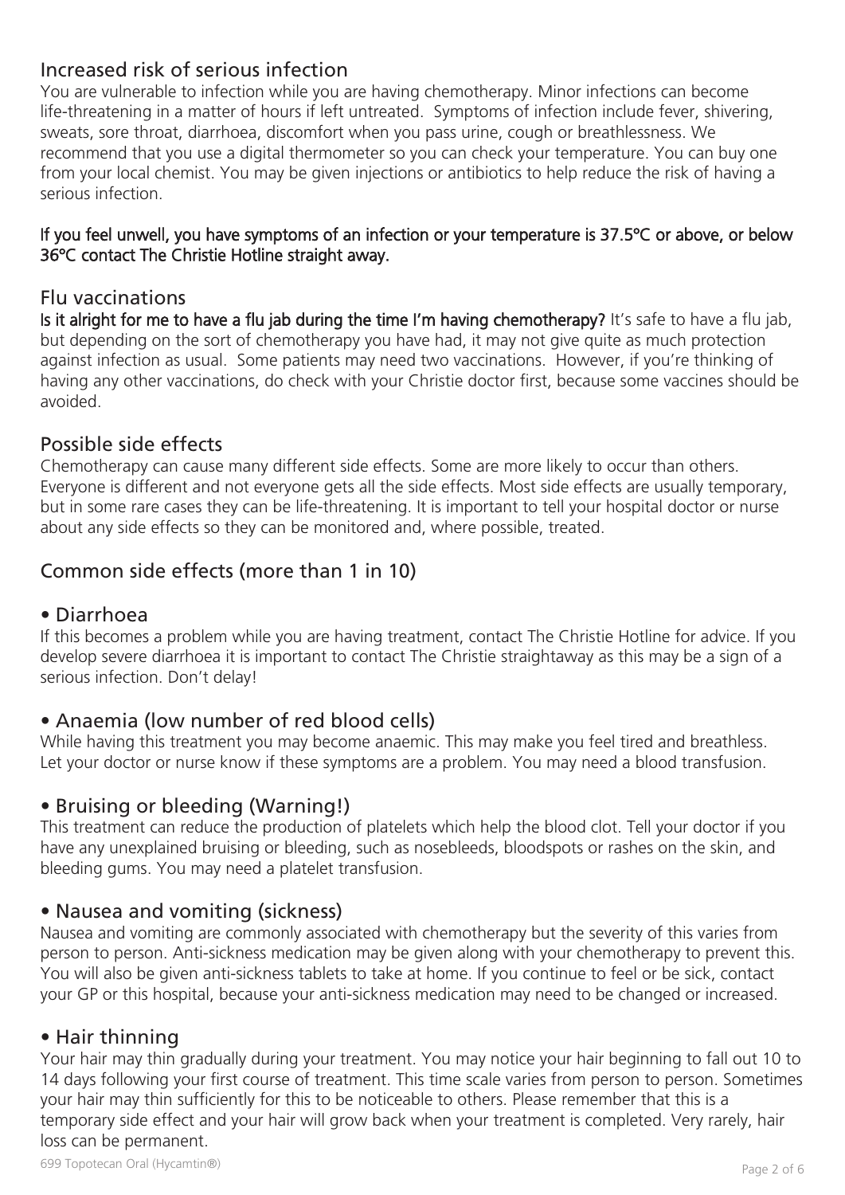## Increased risk of serious infection

You are vulnerable to infection while you are having chemotherapy. Minor infections can become life-threatening in a matter of hours if left untreated. Symptoms of infection include fever, shivering, sweats, sore throat, diarrhoea, discomfort when you pass urine, cough or breathlessness. We recommend that you use a digital thermometer so you can check your temperature. You can buy one from your local chemist. You may be given injections or antibiotics to help reduce the risk of having a serious infection.

**If you feel unwell, you have symptoms of an infection or your temperature is 37.5ºC or above, or below 36ºC contact The Christie Hotline straight away.**

## Flu vaccinations

**Is it alright for me to have a flu jab during the time I'm having chemotherapy?** It's safe to have a flu jab, but depending on the sort of chemotherapy you have had, it may not give quite as much protection against infection as usual. Some patients may need two vaccinations. However, if you're thinking of having any other vaccinations, do check with your Christie doctor first, because some vaccines should be avoided.

## Possible side effects

Chemotherapy can cause many different side effects. Some are more likely to occur than others. Everyone is different and not everyone gets all the side effects. Most side effects are usually temporary, but in some rare cases they can be life-threatening. It is important to tell your hospital doctor or nurse about any side effects so they can be monitored and, where possible, treated.

## Common side effects (more than 1 in 10)

### • Diarrhoea

If this becomes a problem while you are having treatment, contact The Christie Hotline for advice. If you develop severe diarrhoea it is important to contact The Christie straightaway as this may be a sign of a serious infection. Don't delay!

### • Anaemia (low number of red blood cells)

While having this treatment you may become anaemic. This may make you feel tired and breathless. Let your doctor or nurse know if these symptoms are a problem. You may need a blood transfusion.

### • Bruising or bleeding (Warning!)

This treatment can reduce the production of platelets which help the blood clot. Tell your doctor if you have any unexplained bruising or bleeding, such as nosebleeds, bloodspots or rashes on the skin, and bleeding gums. You may need a platelet transfusion.

### • Nausea and vomiting (sickness)

Nausea and vomiting are commonly associated with chemotherapy but the severity of this varies from person to person. Anti-sickness medication may be given along with your chemotherapy to prevent this. You will also be given anti-sickness tablets to take at home. If you continue to feel or be sick, contact your GP or this hospital, because your anti-sickness medication may need to be changed or increased.

### • Hair thinning

Your hair may thin gradually during your treatment. You may notice your hair beginning to fall out 10 to 14 days following your first course of treatment. This time scale varies from person to person. Sometimes your hair may thin sufficiently for this to be noticeable to others. Please remember that this is a temporary side effect and your hair will grow back when your treatment is completed. Very rarely, hair loss can be permanent.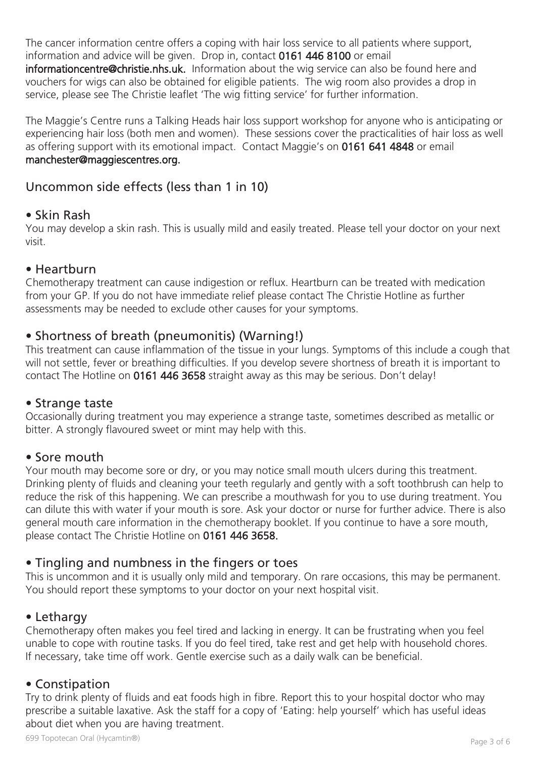The cancer information centre offers a coping with hair loss service to all patients where support, information and advice will be given. Drop in, contact **0161 446 8100** or email **informationcentre@christie.nhs.uk.** Information about the wig service can also be found here and vouchers for wigs can also be obtained for eligible patients. The wig room also provides a drop in service, please see The Christie leaflet 'The wig fitting service' for further information.

The Maggie's Centre runs a Talking Heads hair loss support workshop for anyone who is anticipating or experiencing hair loss (both men and women). These sessions cover the practicalities of hair loss as well as offering support with its emotional impact. Contact Maggie's on **0161 641 4848** or email **manchester@maggiescentres.org.**

## Uncommon side effects (less than 1 in 10)

### • Skin Rash

You may develop a skin rash. This is usually mild and easily treated. Please tell your doctor on your next visit.

### • Heartburn

Chemotherapy treatment can cause indigestion or reflux. Heartburn can be treated with medication from your GP. If you do not have immediate relief please contact The Christie Hotline as further assessments may be needed to exclude other causes for your symptoms.

### • Shortness of breath (pneumonitis) (Warning!)

This treatment can cause inflammation of the tissue in your lungs. Symptoms of this include a cough that will not settle, fever or breathing difficulties. If you develop severe shortness of breath it is important to contact The Hotline on **0161 446 3658** straight away as this may be serious. Don't delay!

### • Strange taste

Occasionally during treatment you may experience a strange taste, sometimes described as metallic or bitter. A strongly flavoured sweet or mint may help with this.

### • Sore mouth

Your mouth may become sore or dry, or you may notice small mouth ulcers during this treatment. Drinking plenty of fluids and cleaning your teeth regularly and gently with a soft toothbrush can help to reduce the risk of this happening. We can prescribe a mouthwash for you to use during treatment. You can dilute this with water if your mouth is sore. Ask your doctor or nurse for further advice. There is also general mouth care information in the chemotherapy booklet. If you continue to have a sore mouth, please contact The Christie Hotline on **0161 446 3658.**

### • Tingling and numbness in the fingers or toes

This is uncommon and it is usually only mild and temporary. On rare occasions, this may be permanent. You should report these symptoms to your doctor on your next hospital visit.

### • Lethargy

Chemotherapy often makes you feel tired and lacking in energy. It can be frustrating when you feel unable to cope with routine tasks. If you do feel tired, take rest and get help with household chores. If necessary, take time off work. Gentle exercise such as a daily walk can be beneficial.

### • Constipation

Try to drink plenty of fluids and eat foods high in fibre. Report this to your hospital doctor who may prescribe a suitable laxative. Ask the staff for a copy of 'Eating: help yourself' which has useful ideas about diet when you are having treatment.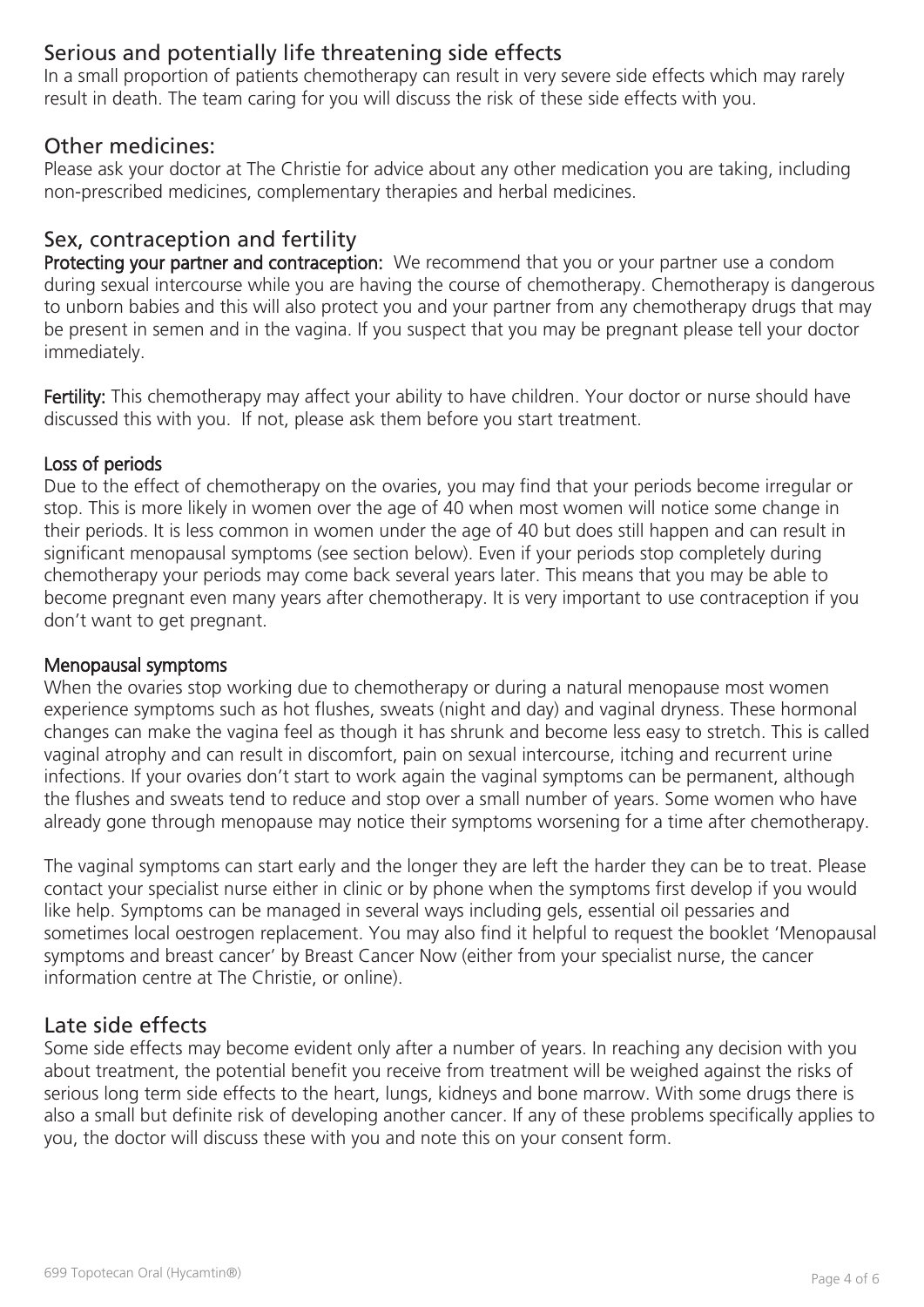## Serious and potentially life threatening side effects

In a small proportion of patients chemotherapy can result in very severe side effects which may rarely result in death. The team caring for you will discuss the risk of these side effects with you.

## Other medicines:

Please ask your doctor at The Christie for advice about any other medication you are taking, including non-prescribed medicines, complementary therapies and herbal medicines.

## Sex, contraception and fertility

**Protecting your partner and contraception:** We recommend that you or your partner use a condom during sexual intercourse while you are having the course of chemotherapy. Chemotherapy is dangerous to unborn babies and this will also protect you and your partner from any chemotherapy drugs that may be present in semen and in the vagina. If you suspect that you may be pregnant please tell your doctor immediately.

**Fertility:** This chemotherapy may affect your ability to have children. Your doctor or nurse should have discussed this with you. If not, please ask them before you start treatment.

### Loss of periods

Due to the effect of chemotherapy on the ovaries, you may find that your periods become irregular or stop. This is more likely in women over the age of 40 when most women will notice some change in their periods. It is less common in women under the age of 40 but does still happen and can result in significant menopausal symptoms (see section below). Even if your periods stop completely during chemotherapy your periods may come back several years later. This means that you may be able to become pregnant even many years after chemotherapy. It is very important to use contraception if you don't want to get pregnant.

### Menopausal symptoms

When the ovaries stop working due to chemotherapy or during a natural menopause most women experience symptoms such as hot flushes, sweats (night and day) and vaginal dryness. These hormonal changes can make the vagina feel as though it has shrunk and become less easy to stretch. This is called vaginal atrophy and can result in discomfort, pain on sexual intercourse, itching and recurrent urine infections. If your ovaries don't start to work again the vaginal symptoms can be permanent, although the flushes and sweats tend to reduce and stop over a small number of years. Some women who have already gone through menopause may notice their symptoms worsening for a time after chemotherapy.

The vaginal symptoms can start early and the longer they are left the harder they can be to treat. Please contact your specialist nurse either in clinic or by phone when the symptoms first develop if you would like help. Symptoms can be managed in several ways including gels, essential oil pessaries and sometimes local oestrogen replacement. You may also find it helpful to request the booklet 'Menopausal symptoms and breast cancer' by Breast Cancer Now (either from your specialist nurse, the cancer information centre at The Christie, or online).

## Late side effects

Some side effects may become evident only after a number of years. In reaching any decision with you about treatment, the potential benefit you receive from treatment will be weighed against the risks of serious long term side effects to the heart, lungs, kidneys and bone marrow. With some drugs there is also a small but definite risk of developing another cancer. If any of these problems specifically applies to you, the doctor will discuss these with you and note this on your consent form.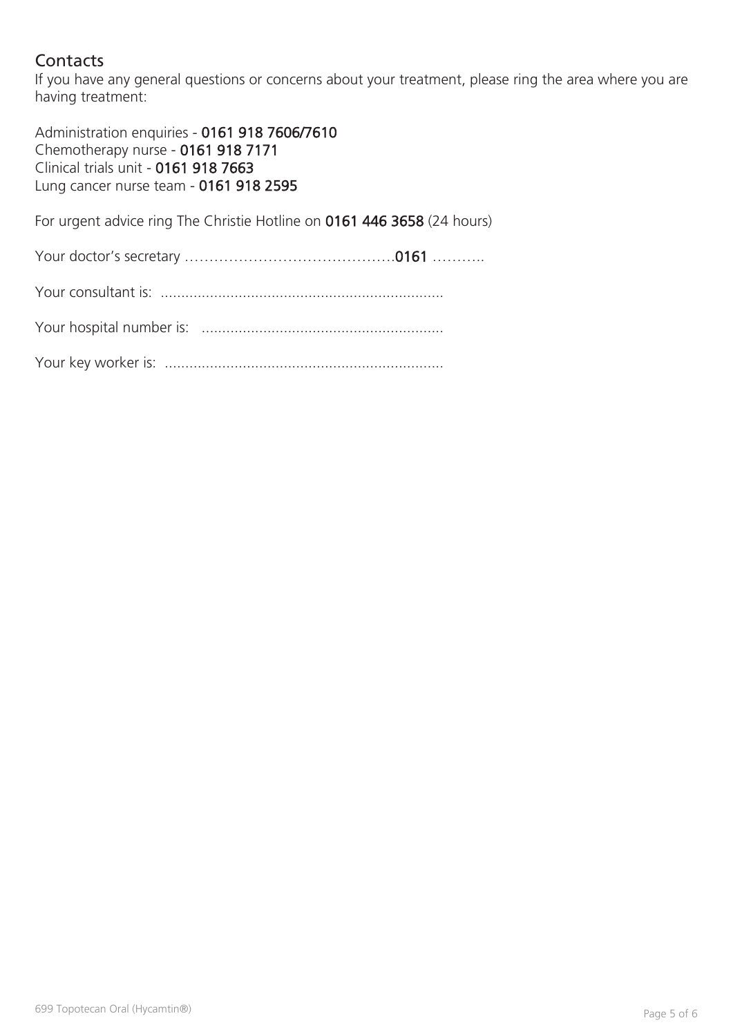## Contacts

If you have any general questions or concerns about your treatment, please ring the area where you are having treatment:

Administration enquiries - **0161 918 7606/7610**
Chemotherapy nurse - **0161 918 7171**
Clinical trials unit - **0161 918 7663**
Lung cancer nurse team - **0161 918 2595**

For urgent advice ring The Christie Hotline on **0161 446 3658** (24 hours)

Your doctor's secretary …………………………………….**0161** ………..

Your consultant is: ....................................................................

Your hospital number is: ..........................................................

Your key worker is: ...................................................................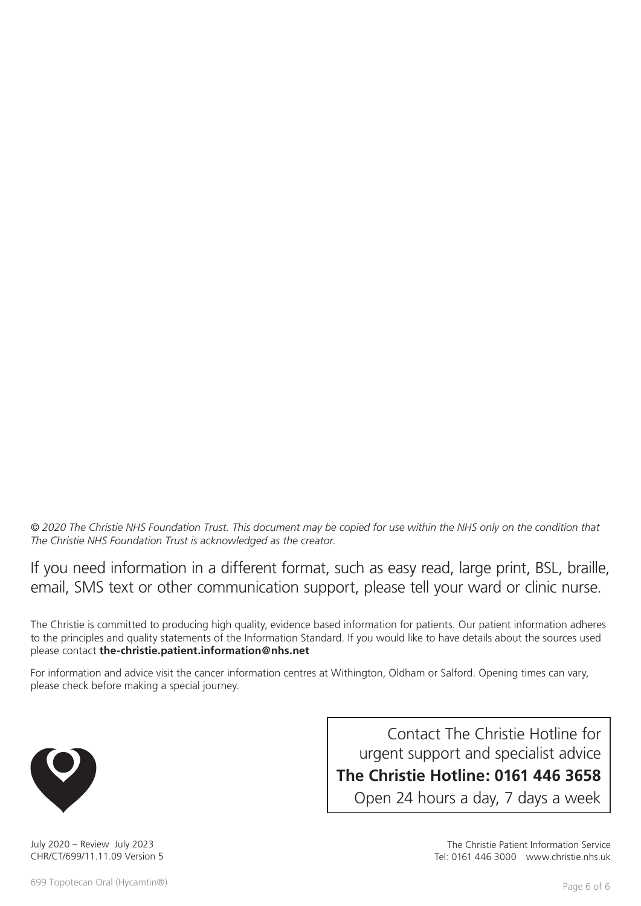*© 2020 The Christie NHS Foundation Trust. This document may be copied for use within the NHS only on the condition that The Christie NHS Foundation Trust is acknowledged as the creator.*

If you need information in a different format, such as easy read, large print, BSL, braille, email, SMS text or other communication support, please tell your ward or clinic nurse.

The Christie is committed to producing high quality, evidence based information for patients. Our patient information adheres to the principles and quality statements of the Information Standard. If you would like to have details about the sources used please contact **the-christie.patient.information@nhs.net**

For information and advice visit the cancer information centres at Withington, Oldham or Salford. Opening times can vary, please check before making a special journey.

Contact The Christie Hotline for urgent support and specialist advice

**The Christie Hotline: 0161 446 3658**

Open 24 hours a day, 7 days a week

July 2020 – Review July 2023
CHR/CT/699/11.11.09 Version 5

The Christie Patient Information Service
Tel: 0161 446 3000 www.christie.nhs.uk

699 Topotecan Oral (Hycamtin®)